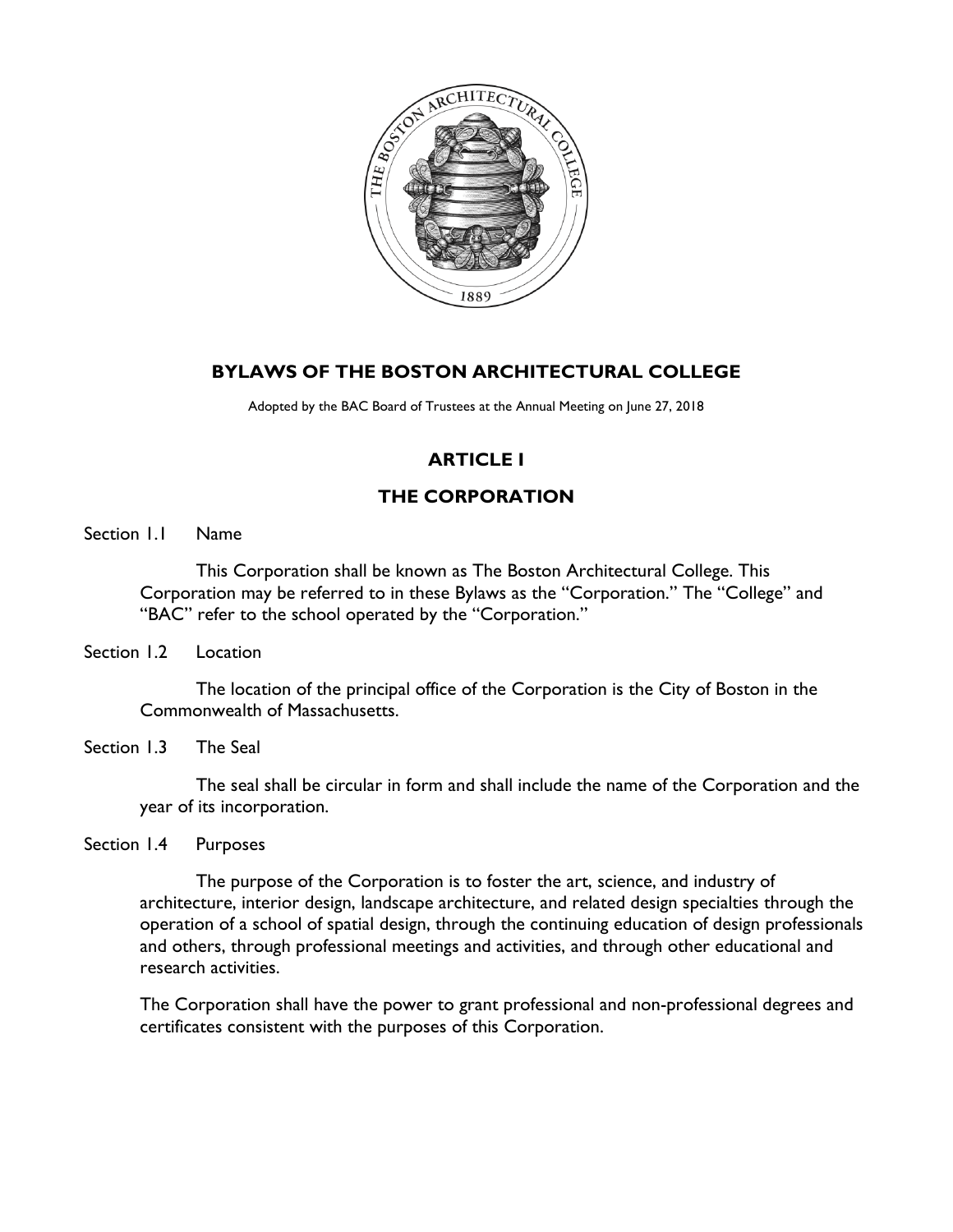# BYLAWS OF THE BOSTON ARCHITECTURAL COLLEGE

Adopted by the BAC Board of Trustees at the Annual Meeting on June 27, 2018

## ARTICLE I

## THE CORPORATION

Section 1.1 Name

This Corporation shall be known as The Boston Architectural College. This Corporation may be referred to in these Bylaws as the "Corporation." The "College" and "BAC" refer to the school operated by the "Corporation."

Section 1.2 Location

The location of the principal office of the Corporation is the City of Boston in the Commonwealth of Massachusetts.

Section 1.3 The Seal

The seal shall be circular in form and shall include the name of the Corporation and the year of its incorporation.

Section 1.4 Purposes

The purpose of the Corporation is to foster the art, science, and industry of architecture, interior design, landscape architecture, and related design specialties through the operation of a school of spatial design, through the continuing education of design professionals and others, through professional meetings and activities, and through other educational and research activities.

The Corporation shall have the power to grant professional and non-professional degrees and certificates consistent with the purposes of this Corporation.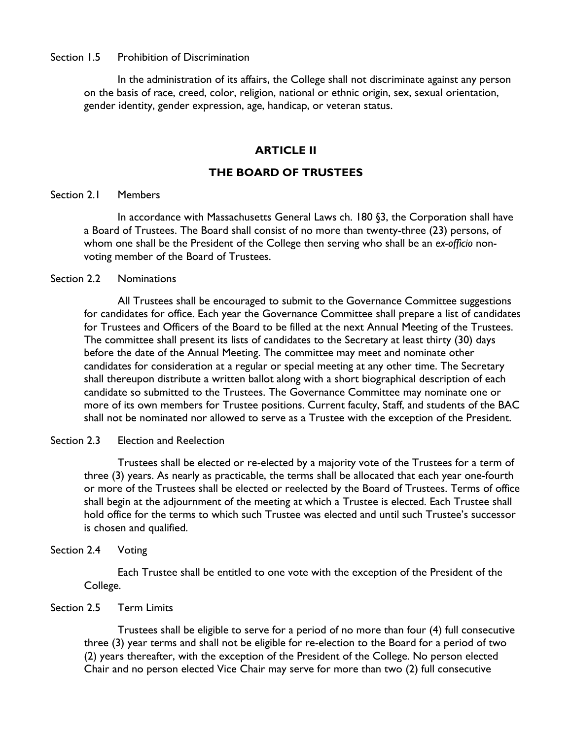Section 1.5 Prohibition of Discrimination

In the administration of its affairs, the College shall not discriminate against any person on the basis of race, creed, color, religion, national or ethnic origin, sex, sexual orientation, gender identity, gender expression, age, handicap, or veteran status.

## ARTICLE II

## THE BOARD OF TRUSTEES

Section 2.1 Members

In accordance with Massachusetts General Laws ch. 180 §3, the Corporation shall have a Board of Trustees. The Board shall consist of no more than twenty-three (23) persons, of whom one shall be the President of the College then serving who shall be an *ex-officio* non-voting member of the Board of Trustees.

Section 2.2 Nominations

All Trustees shall be encouraged to submit to the Governance Committee suggestions for candidates for office. Each year the Governance Committee shall prepare a list of candidates for Trustees and Officers of the Board to be filled at the next Annual Meeting of the Trustees. The committee shall present its lists of candidates to the Secretary at least thirty (30) days before the date of the Annual Meeting. The committee may meet and nominate other candidates for consideration at a regular or special meeting at any other time. The Secretary shall thereupon distribute a written ballot along with a short biographical description of each candidate so submitted to the Trustees. The Governance Committee may nominate one or more of its own members for Trustee positions. Current faculty, Staff, and students of the BAC shall not be nominated nor allowed to serve as a Trustee with the exception of the President.

Section 2.3 Election and Reelection

Trustees shall be elected or re-elected by a majority vote of the Trustees for a term of three (3) years. As nearly as practicable, the terms shall be allocated that each year one-fourth or more of the Trustees shall be elected or reelected by the Board of Trustees. Terms of office shall begin at the adjournment of the meeting at which a Trustee is elected. Each Trustee shall hold office for the terms to which such Trustee was elected and until such Trustee's successor is chosen and qualified.

Section 2.4 Voting

Each Trustee shall be entitled to one vote with the exception of the President of the College.

Section 2.5 Term Limits

Trustees shall be eligible to serve for a period of no more than four (4) full consecutive three (3) year terms and shall not be eligible for re-election to the Board for a period of two (2) years thereafter, with the exception of the President of the College. No person elected Chair and no person elected Vice Chair may serve for more than two (2) full consecutive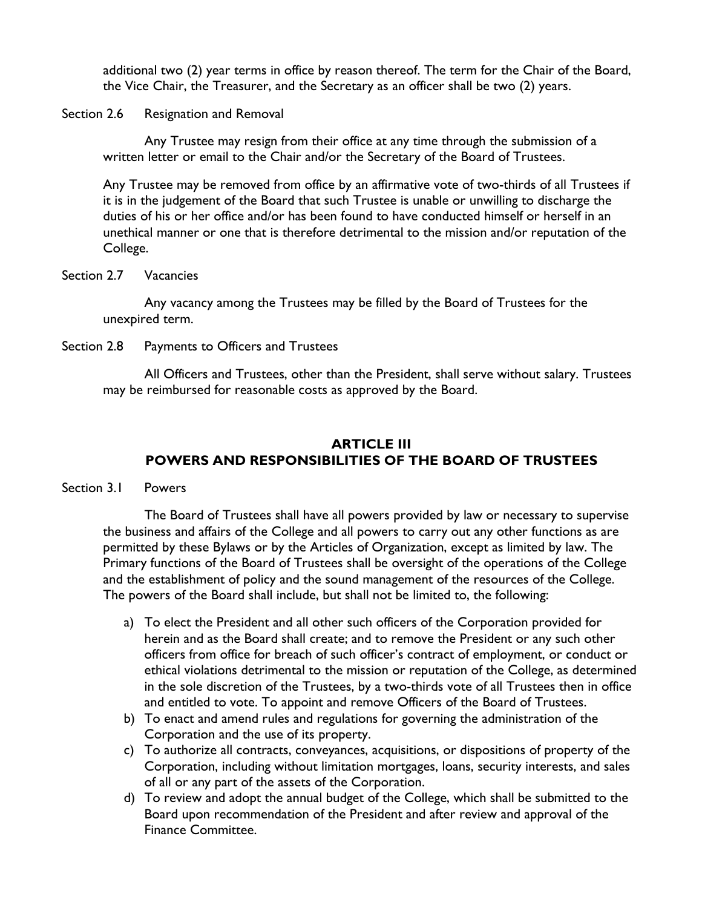additional two (2) year terms in office by reason thereof. The term for the Chair of the Board, the Vice Chair, the Treasurer, and the Secretary as an officer shall be two (2) years.

Section 2.6 Resignation and Removal

Any Trustee may resign from their office at any time through the submission of a written letter or email to the Chair and/or the Secretary of the Board of Trustees.

Any Trustee may be removed from office by an affirmative vote of two-thirds of all Trustees if it is in the judgement of the Board that such Trustee is unable or unwilling to discharge the duties of his or her office and/or has been found to have conducted himself or herself in an unethical manner or one that is therefore detrimental to the mission and/or reputation of the College.

Section 2.7 Vacancies

Any vacancy among the Trustees may be filled by the Board of Trustees for the unexpired term.

Section 2.8 Payments to Officers and Trustees

All Officers and Trustees, other than the President, shall serve without salary. Trustees may be reimbursed for reasonable costs as approved by the Board.

## ARTICLE III
## POWERS AND RESPONSIBILITIES OF THE BOARD OF TRUSTEES

Section 3.1 Powers

The Board of Trustees shall have all powers provided by law or necessary to supervise the business and affairs of the College and all powers to carry out any other functions as are permitted by these Bylaws or by the Articles of Organization, except as limited by law. The Primary functions of the Board of Trustees shall be oversight of the operations of the College and the establishment of policy and the sound management of the resources of the College. The powers of the Board shall include, but shall not be limited to, the following:

a) To elect the President and all other such officers of the Corporation provided for herein and as the Board shall create; and to remove the President or any such other officers from office for breach of such officer's contract of employment, or conduct or ethical violations detrimental to the mission or reputation of the College, as determined in the sole discretion of the Trustees, by a two-thirds vote of all Trustees then in office and entitled to vote. To appoint and remove Officers of the Board of Trustees.
b) To enact and amend rules and regulations for governing the administration of the Corporation and the use of its property.
c) To authorize all contracts, conveyances, acquisitions, or dispositions of property of the Corporation, including without limitation mortgages, loans, security interests, and sales of all or any part of the assets of the Corporation.
d) To review and adopt the annual budget of the College, which shall be submitted to the Board upon recommendation of the President and after review and approval of the Finance Committee.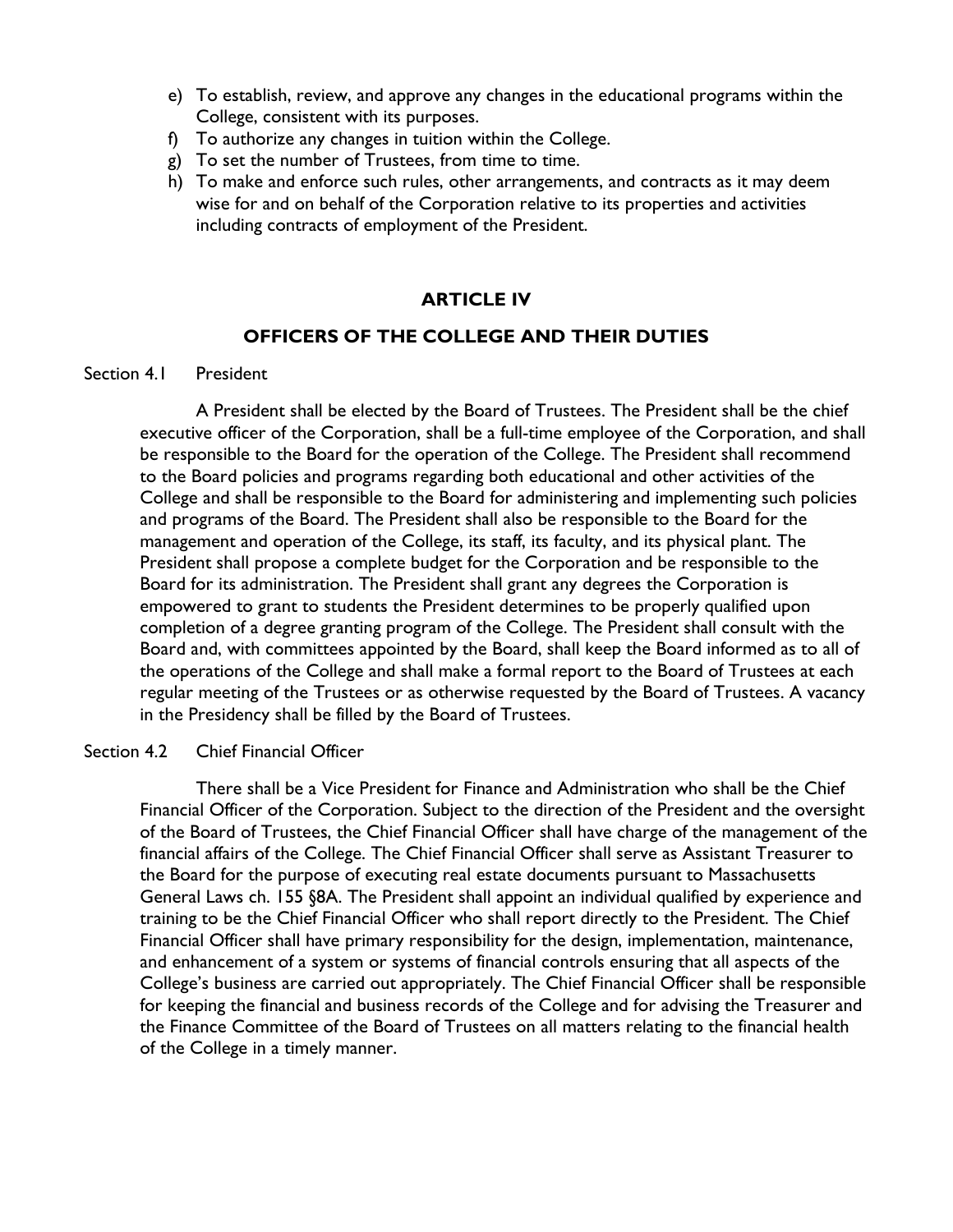e) To establish, review, and approve any changes in the educational programs within the College, consistent with its purposes.
f) To authorize any changes in tuition within the College.
g) To set the number of Trustees, from time to time.
h) To make and enforce such rules, other arrangements, and contracts as it may deem wise for and on behalf of the Corporation relative to its properties and activities including contracts of employment of the President.

## ARTICLE IV

## OFFICERS OF THE COLLEGE AND THEIR DUTIES

Section 4.1 President

A President shall be elected by the Board of Trustees. The President shall be the chief executive officer of the Corporation, shall be a full-time employee of the Corporation, and shall be responsible to the Board for the operation of the College. The President shall recommend to the Board policies and programs regarding both educational and other activities of the College and shall be responsible to the Board for administering and implementing such policies and programs of the Board. The President shall also be responsible to the Board for the management and operation of the College, its staff, its faculty, and its physical plant. The President shall propose a complete budget for the Corporation and be responsible to the Board for its administration. The President shall grant any degrees the Corporation is empowered to grant to students the President determines to be properly qualified upon completion of a degree granting program of the College. The President shall consult with the Board and, with committees appointed by the Board, shall keep the Board informed as to all of the operations of the College and shall make a formal report to the Board of Trustees at each regular meeting of the Trustees or as otherwise requested by the Board of Trustees. A vacancy in the Presidency shall be filled by the Board of Trustees.

Section 4.2 Chief Financial Officer

There shall be a Vice President for Finance and Administration who shall be the Chief Financial Officer of the Corporation. Subject to the direction of the President and the oversight of the Board of Trustees, the Chief Financial Officer shall have charge of the management of the financial affairs of the College. The Chief Financial Officer shall serve as Assistant Treasurer to the Board for the purpose of executing real estate documents pursuant to Massachusetts General Laws ch. 155 §8A. The President shall appoint an individual qualified by experience and training to be the Chief Financial Officer who shall report directly to the President. The Chief Financial Officer shall have primary responsibility for the design, implementation, maintenance, and enhancement of a system or systems of financial controls ensuring that all aspects of the College's business are carried out appropriately. The Chief Financial Officer shall be responsible for keeping the financial and business records of the College and for advising the Treasurer and the Finance Committee of the Board of Trustees on all matters relating to the financial health of the College in a timely manner.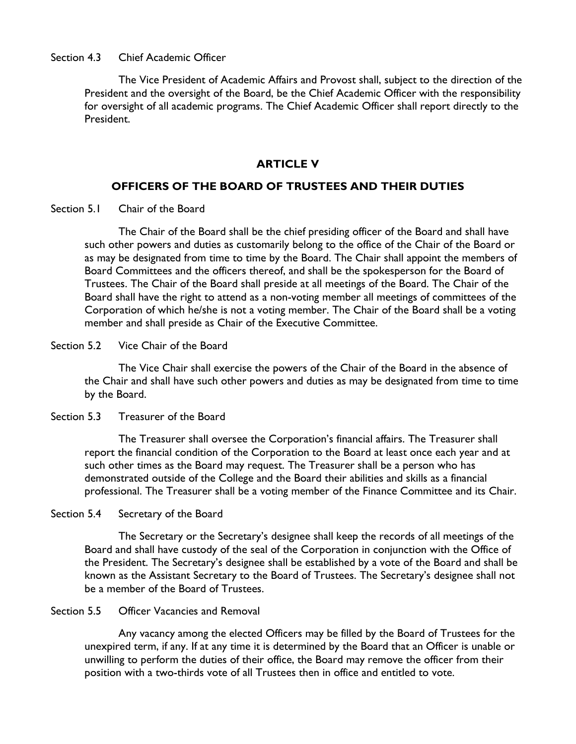Section 4.3 Chief Academic Officer

The Vice President of Academic Affairs and Provost shall, subject to the direction of the President and the oversight of the Board, be the Chief Academic Officer with the responsibility for oversight of all academic programs. The Chief Academic Officer shall report directly to the President.

## ARTICLE V

## OFFICERS OF THE BOARD OF TRUSTEES AND THEIR DUTIES

Section 5.1 Chair of the Board

The Chair of the Board shall be the chief presiding officer of the Board and shall have such other powers and duties as customarily belong to the office of the Chair of the Board or as may be designated from time to time by the Board. The Chair shall appoint the members of Board Committees and the officers thereof, and shall be the spokesperson for the Board of Trustees. The Chair of the Board shall preside at all meetings of the Board. The Chair of the Board shall have the right to attend as a non-voting member all meetings of committees of the Corporation of which he/she is not a voting member. The Chair of the Board shall be a voting member and shall preside as Chair of the Executive Committee.

Section 5.2 Vice Chair of the Board

The Vice Chair shall exercise the powers of the Chair of the Board in the absence of the Chair and shall have such other powers and duties as may be designated from time to time by the Board.

Section 5.3 Treasurer of the Board

The Treasurer shall oversee the Corporation's financial affairs. The Treasurer shall report the financial condition of the Corporation to the Board at least once each year and at such other times as the Board may request. The Treasurer shall be a person who has demonstrated outside of the College and the Board their abilities and skills as a financial professional. The Treasurer shall be a voting member of the Finance Committee and its Chair.

Section 5.4 Secretary of the Board

The Secretary or the Secretary's designee shall keep the records of all meetings of the Board and shall have custody of the seal of the Corporation in conjunction with the Office of the President. The Secretary's designee shall be established by a vote of the Board and shall be known as the Assistant Secretary to the Board of Trustees. The Secretary's designee shall not be a member of the Board of Trustees.

Section 5.5 Officer Vacancies and Removal

Any vacancy among the elected Officers may be filled by the Board of Trustees for the unexpired term, if any. If at any time it is determined by the Board that an Officer is unable or unwilling to perform the duties of their office, the Board may remove the officer from their position with a two-thirds vote of all Trustees then in office and entitled to vote.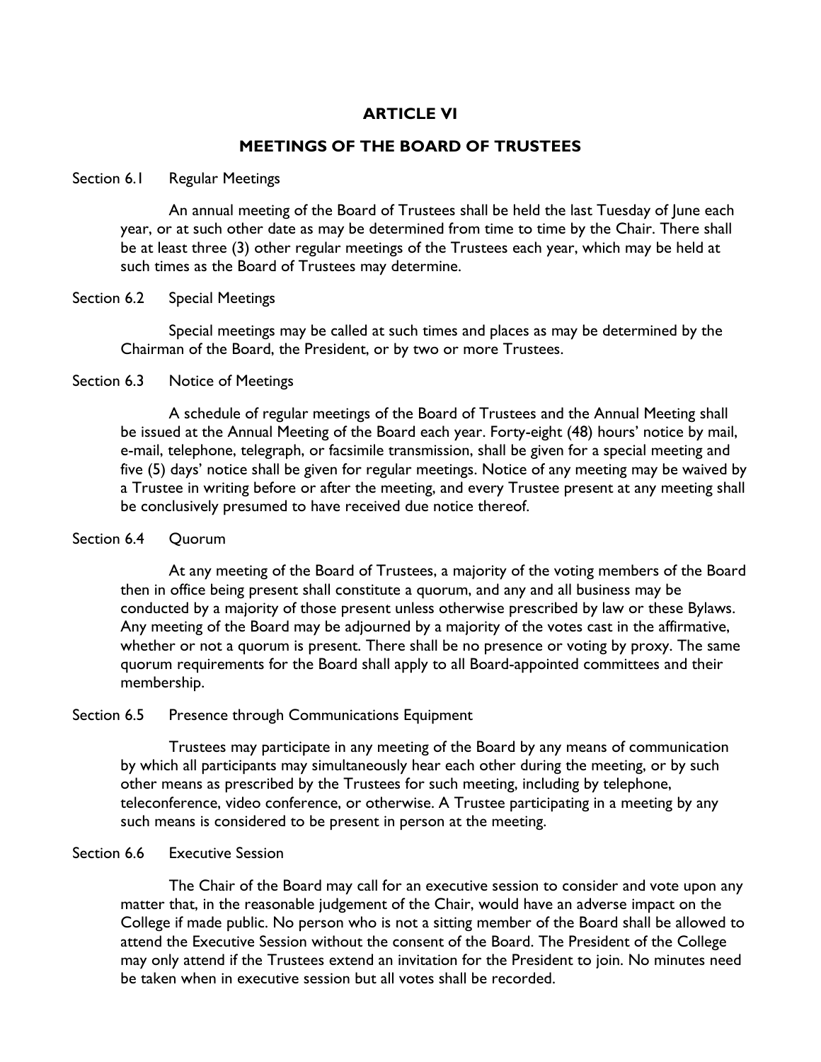## ARTICLE VI

## MEETINGS OF THE BOARD OF TRUSTEES

### Section 6.1 Regular Meetings

An annual meeting of the Board of Trustees shall be held the last Tuesday of June each year, or at such other date as may be determined from time to time by the Chair. There shall be at least three (3) other regular meetings of the Trustees each year, which may be held at such times as the Board of Trustees may determine.

### Section 6.2 Special Meetings

Special meetings may be called at such times and places as may be determined by the Chairman of the Board, the President, or by two or more Trustees.

### Section 6.3 Notice of Meetings

A schedule of regular meetings of the Board of Trustees and the Annual Meeting shall be issued at the Annual Meeting of the Board each year. Forty-eight (48) hours' notice by mail, e-mail, telephone, telegraph, or facsimile transmission, shall be given for a special meeting and five (5) days' notice shall be given for regular meetings. Notice of any meeting may be waived by a Trustee in writing before or after the meeting, and every Trustee present at any meeting shall be conclusively presumed to have received due notice thereof.

### Section 6.4 Quorum

At any meeting of the Board of Trustees, a majority of the voting members of the Board then in office being present shall constitute a quorum, and any and all business may be conducted by a majority of those present unless otherwise prescribed by law or these Bylaws. Any meeting of the Board may be adjourned by a majority of the votes cast in the affirmative, whether or not a quorum is present. There shall be no presence or voting by proxy. The same quorum requirements for the Board shall apply to all Board-appointed committees and their membership.

### Section 6.5 Presence through Communications Equipment

Trustees may participate in any meeting of the Board by any means of communication by which all participants may simultaneously hear each other during the meeting, or by such other means as prescribed by the Trustees for such meeting, including by telephone, teleconference, video conference, or otherwise. A Trustee participating in a meeting by any such means is considered to be present in person at the meeting.

### Section 6.6 Executive Session

The Chair of the Board may call for an executive session to consider and vote upon any matter that, in the reasonable judgement of the Chair, would have an adverse impact on the College if made public. No person who is not a sitting member of the Board shall be allowed to attend the Executive Session without the consent of the Board. The President of the College may only attend if the Trustees extend an invitation for the President to join. No minutes need be taken when in executive session but all votes shall be recorded.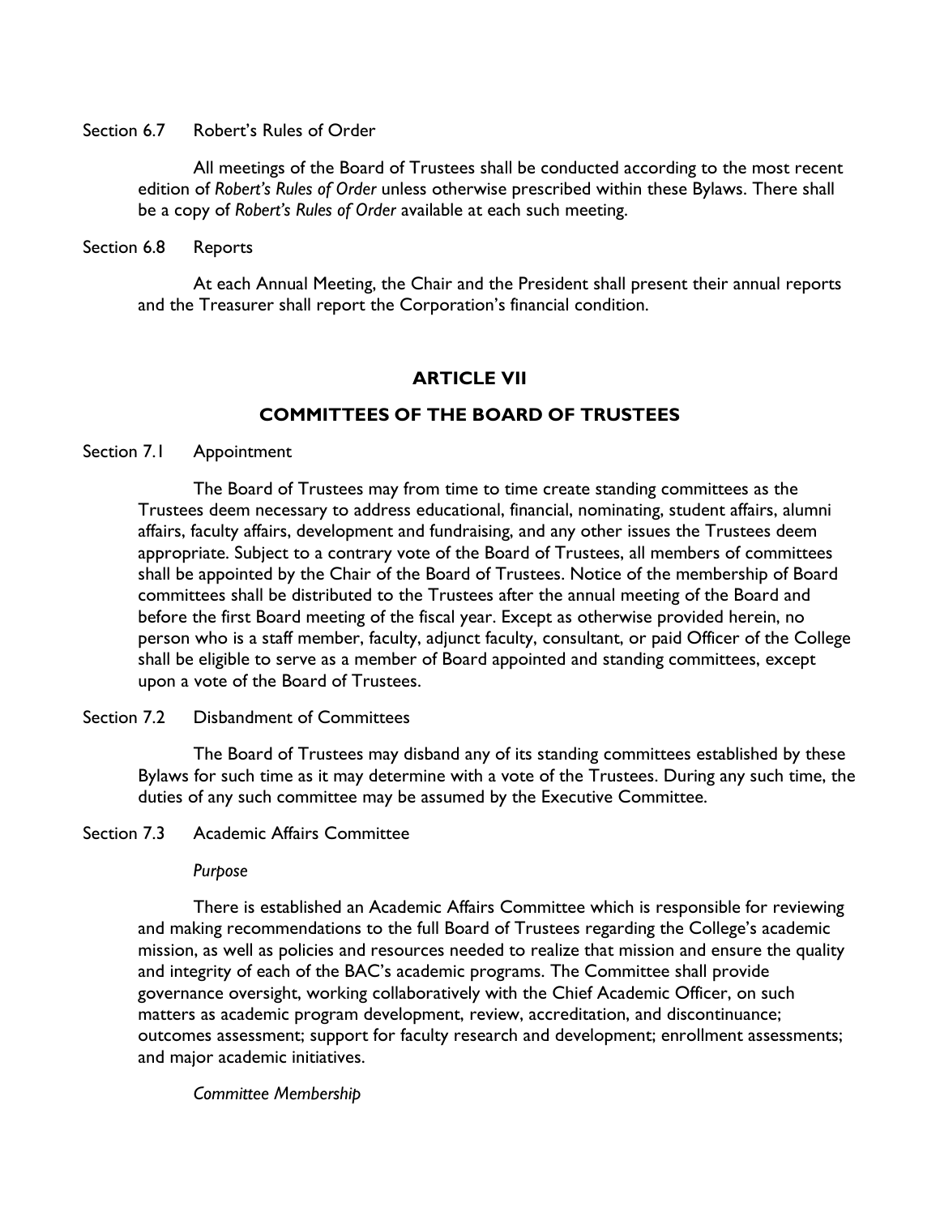Section 6.7 Robert's Rules of Order

All meetings of the Board of Trustees shall be conducted according to the most recent edition of *Robert's Rules of Order* unless otherwise prescribed within these Bylaws. There shall be a copy of *Robert's Rules of Order* available at each such meeting.

Section 6.8 Reports

At each Annual Meeting, the Chair and the President shall present their annual reports and the Treasurer shall report the Corporation's financial condition.

## ARTICLE VII

## COMMITTEES OF THE BOARD OF TRUSTEES

Section 7.1 Appointment

The Board of Trustees may from time to time create standing committees as the Trustees deem necessary to address educational, financial, nominating, student affairs, alumni affairs, faculty affairs, development and fundraising, and any other issues the Trustees deem appropriate. Subject to a contrary vote of the Board of Trustees, all members of committees shall be appointed by the Chair of the Board of Trustees. Notice of the membership of Board committees shall be distributed to the Trustees after the annual meeting of the Board and before the first Board meeting of the fiscal year. Except as otherwise provided herein, no person who is a staff member, faculty, adjunct faculty, consultant, or paid Officer of the College shall be eligible to serve as a member of Board appointed and standing committees, except upon a vote of the Board of Trustees.

Section 7.2 Disbandment of Committees

The Board of Trustees may disband any of its standing committees established by these Bylaws for such time as it may determine with a vote of the Trustees. During any such time, the duties of any such committee may be assumed by the Executive Committee.

Section 7.3 Academic Affairs Committee

*Purpose*

There is established an Academic Affairs Committee which is responsible for reviewing and making recommendations to the full Board of Trustees regarding the College's academic mission, as well as policies and resources needed to realize that mission and ensure the quality and integrity of each of the BAC's academic programs. The Committee shall provide governance oversight, working collaboratively with the Chief Academic Officer, on such matters as academic program development, review, accreditation, and discontinuance; outcomes assessment; support for faculty research and development; enrollment assessments; and major academic initiatives.

*Committee Membership*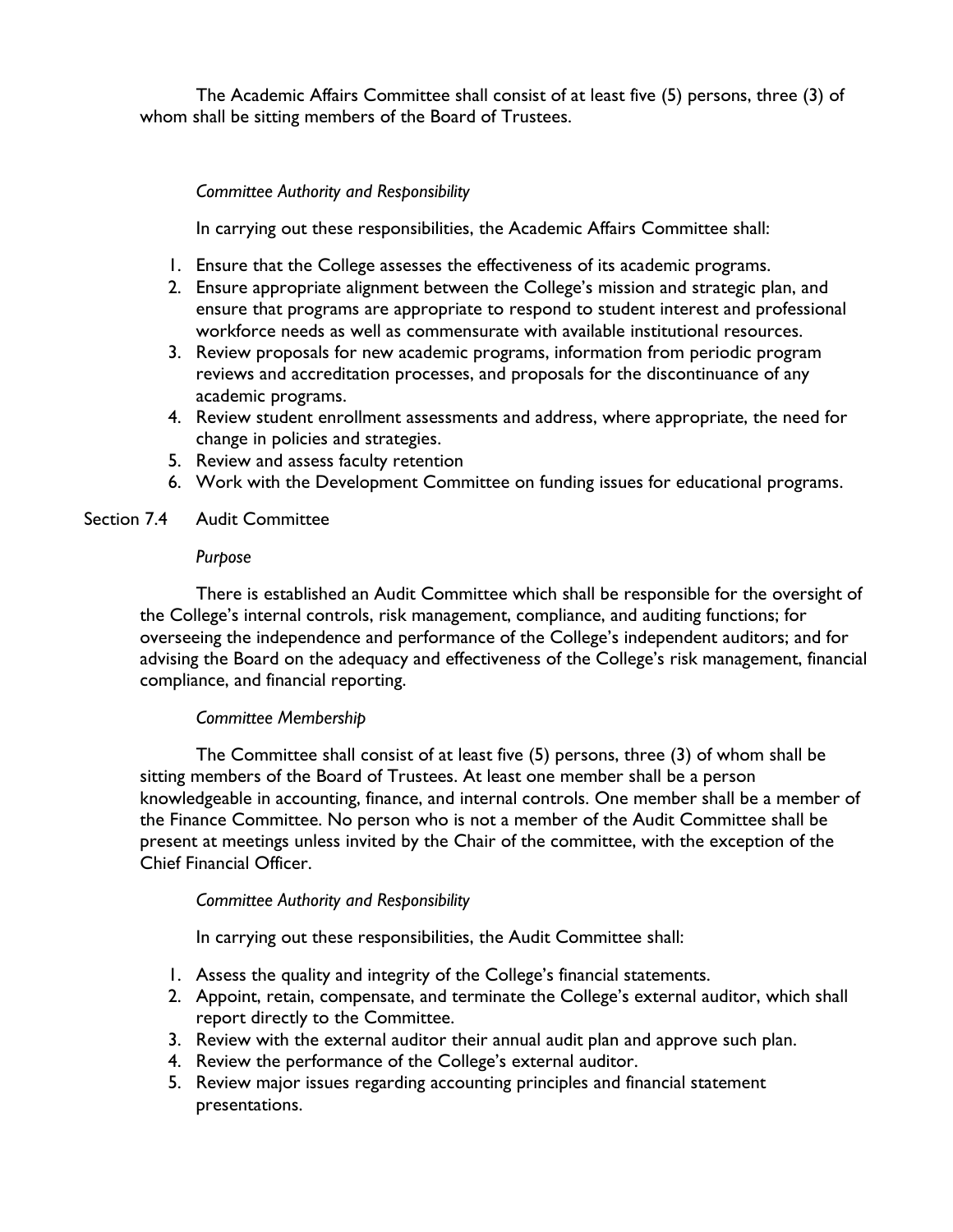The Academic Affairs Committee shall consist of at least five (5) persons, three (3) of whom shall be sitting members of the Board of Trustees.

*Committee Authority and Responsibility*

In carrying out these responsibilities, the Academic Affairs Committee shall:

1. Ensure that the College assesses the effectiveness of its academic programs.
2. Ensure appropriate alignment between the College's mission and strategic plan, and ensure that programs are appropriate to respond to student interest and professional workforce needs as well as commensurate with available institutional resources.
3. Review proposals for new academic programs, information from periodic program reviews and accreditation processes, and proposals for the discontinuance of any academic programs.
4. Review student enrollment assessments and address, where appropriate, the need for change in policies and strategies.
5. Review and assess faculty retention
6. Work with the Development Committee on funding issues for educational programs.

Section 7.4 Audit Committee

*Purpose*

There is established an Audit Committee which shall be responsible for the oversight of the College's internal controls, risk management, compliance, and auditing functions; for overseeing the independence and performance of the College's independent auditors; and for advising the Board on the adequacy and effectiveness of the College's risk management, financial compliance, and financial reporting.

*Committee Membership*

The Committee shall consist of at least five (5) persons, three (3) of whom shall be sitting members of the Board of Trustees. At least one member shall be a person knowledgeable in accounting, finance, and internal controls. One member shall be a member of the Finance Committee. No person who is not a member of the Audit Committee shall be present at meetings unless invited by the Chair of the committee, with the exception of the Chief Financial Officer.

*Committee Authority and Responsibility*

In carrying out these responsibilities, the Audit Committee shall:

1. Assess the quality and integrity of the College's financial statements.
2. Appoint, retain, compensate, and terminate the College's external auditor, which shall report directly to the Committee.
3. Review with the external auditor their annual audit plan and approve such plan.
4. Review the performance of the College's external auditor.
5. Review major issues regarding accounting principles and financial statement presentations.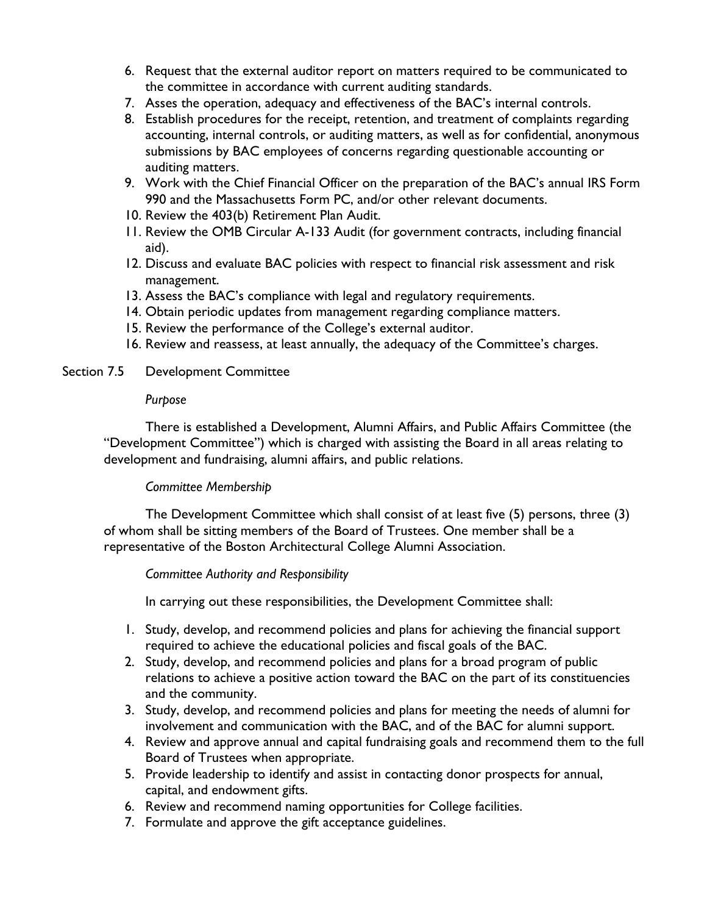6. Request that the external auditor report on matters required to be communicated to the committee in accordance with current auditing standards.
7. Asses the operation, adequacy and effectiveness of the BAC's internal controls.
8. Establish procedures for the receipt, retention, and treatment of complaints regarding accounting, internal controls, or auditing matters, as well as for confidential, anonymous submissions by BAC employees of concerns regarding questionable accounting or auditing matters.
9. Work with the Chief Financial Officer on the preparation of the BAC's annual IRS Form 990 and the Massachusetts Form PC, and/or other relevant documents.
10. Review the 403(b) Retirement Plan Audit.
11. Review the OMB Circular A-133 Audit (for government contracts, including financial aid).
12. Discuss and evaluate BAC policies with respect to financial risk assessment and risk management.
13. Assess the BAC's compliance with legal and regulatory requirements.
14. Obtain periodic updates from management regarding compliance matters.
15. Review the performance of the College's external auditor.
16. Review and reassess, at least annually, the adequacy of the Committee's charges.

## Section 7.5 Development Committee

*Purpose*

There is established a Development, Alumni Affairs, and Public Affairs Committee (the "Development Committee") which is charged with assisting the Board in all areas relating to development and fundraising, alumni affairs, and public relations.

*Committee Membership*

The Development Committee which shall consist of at least five (5) persons, three (3) of whom shall be sitting members of the Board of Trustees. One member shall be a representative of the Boston Architectural College Alumni Association.

*Committee Authority and Responsibility*

In carrying out these responsibilities, the Development Committee shall:

1. Study, develop, and recommend policies and plans for achieving the financial support required to achieve the educational policies and fiscal goals of the BAC.
2. Study, develop, and recommend policies and plans for a broad program of public relations to achieve a positive action toward the BAC on the part of its constituencies and the community.
3. Study, develop, and recommend policies and plans for meeting the needs of alumni for involvement and communication with the BAC, and of the BAC for alumni support.
4. Review and approve annual and capital fundraising goals and recommend them to the full Board of Trustees when appropriate.
5. Provide leadership to identify and assist in contacting donor prospects for annual, capital, and endowment gifts.
6. Review and recommend naming opportunities for College facilities.
7. Formulate and approve the gift acceptance guidelines.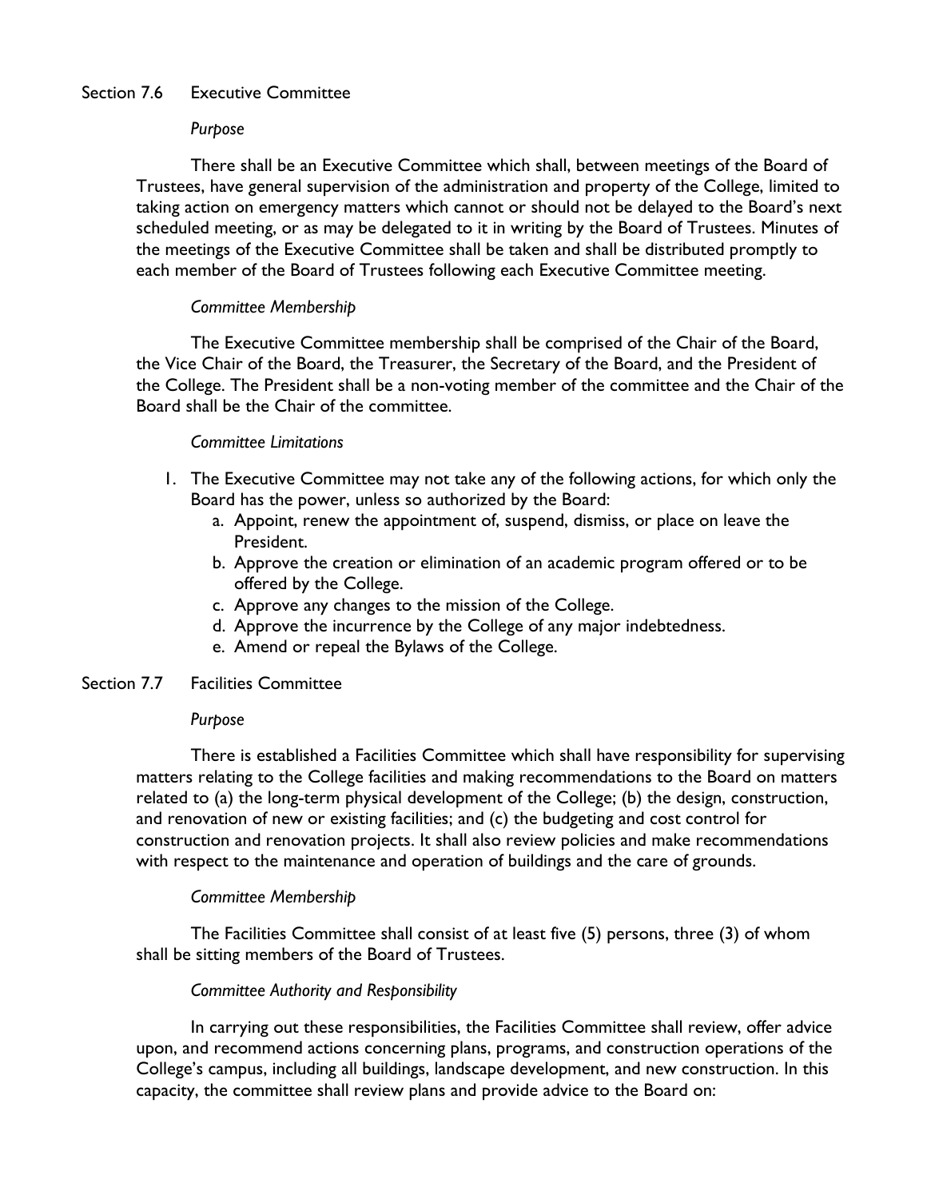## Section 7.6 Executive Committee

*Purpose*

There shall be an Executive Committee which shall, between meetings of the Board of Trustees, have general supervision of the administration and property of the College, limited to taking action on emergency matters which cannot or should not be delayed to the Board's next scheduled meeting, or as may be delegated to it in writing by the Board of Trustees. Minutes of the meetings of the Executive Committee shall be taken and shall be distributed promptly to each member of the Board of Trustees following each Executive Committee meeting.

*Committee Membership*

The Executive Committee membership shall be comprised of the Chair of the Board, the Vice Chair of the Board, the Treasurer, the Secretary of the Board, and the President of the College. The President shall be a non-voting member of the committee and the Chair of the Board shall be the Chair of the committee.

*Committee Limitations*

1. The Executive Committee may not take any of the following actions, for which only the Board has the power, unless so authorized by the Board:
   a. Appoint, renew the appointment of, suspend, dismiss, or place on leave the President.
   b. Approve the creation or elimination of an academic program offered or to be offered by the College.
   c. Approve any changes to the mission of the College.
   d. Approve the incurrence by the College of any major indebtedness.
   e. Amend or repeal the Bylaws of the College.

## Section 7.7 Facilities Committee

*Purpose*

There is established a Facilities Committee which shall have responsibility for supervising matters relating to the College facilities and making recommendations to the Board on matters related to (a) the long-term physical development of the College; (b) the design, construction, and renovation of new or existing facilities; and (c) the budgeting and cost control for construction and renovation projects. It shall also review policies and make recommendations with respect to the maintenance and operation of buildings and the care of grounds.

*Committee Membership*

The Facilities Committee shall consist of at least five (5) persons, three (3) of whom shall be sitting members of the Board of Trustees.

*Committee Authority and Responsibility*

In carrying out these responsibilities, the Facilities Committee shall review, offer advice upon, and recommend actions concerning plans, programs, and construction operations of the College's campus, including all buildings, landscape development, and new construction. In this capacity, the committee shall review plans and provide advice to the Board on: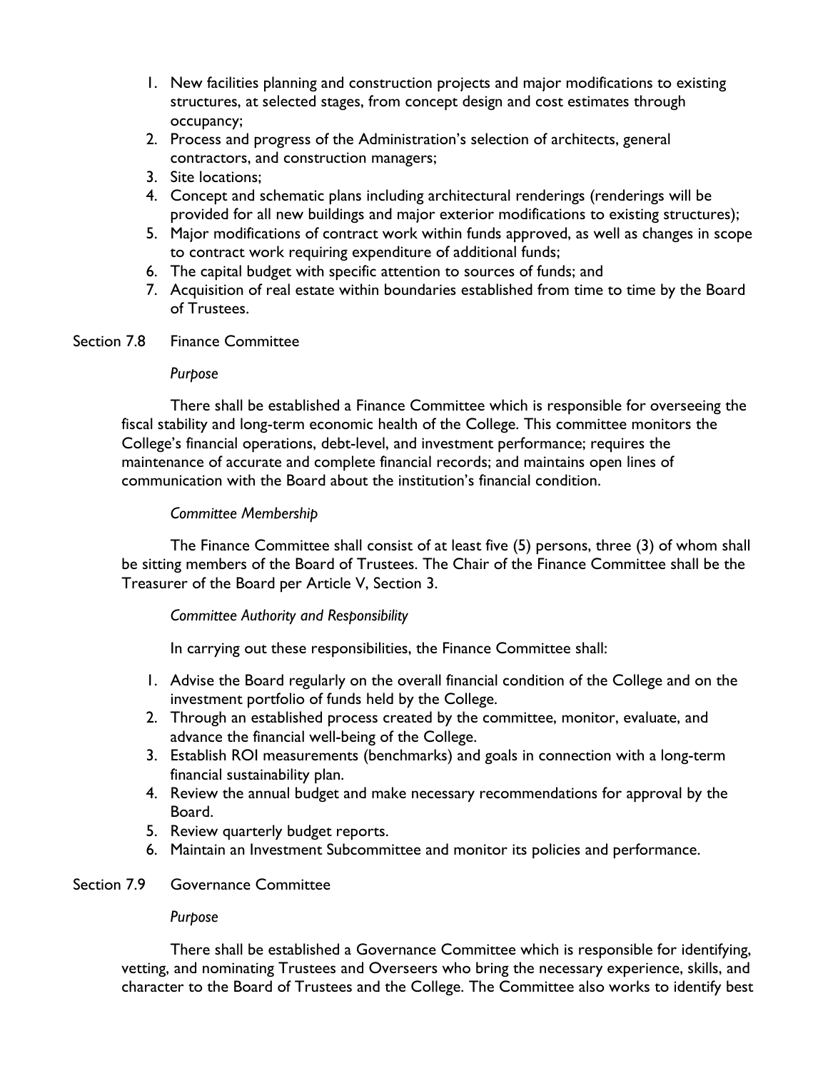1. New facilities planning and construction projects and major modifications to existing structures, at selected stages, from concept design and cost estimates through occupancy;
2. Process and progress of the Administration's selection of architects, general contractors, and construction managers;
3. Site locations;
4. Concept and schematic plans including architectural renderings (renderings will be provided for all new buildings and major exterior modifications to existing structures);
5. Major modifications of contract work within funds approved, as well as changes in scope to contract work requiring expenditure of additional funds;
6. The capital budget with specific attention to sources of funds; and
7. Acquisition of real estate within boundaries established from time to time by the Board of Trustees.

## Section 7.8 Finance Committee

*Purpose*

There shall be established a Finance Committee which is responsible for overseeing the fiscal stability and long-term economic health of the College. This committee monitors the College's financial operations, debt-level, and investment performance; requires the maintenance of accurate and complete financial records; and maintains open lines of communication with the Board about the institution's financial condition.

*Committee Membership*

The Finance Committee shall consist of at least five (5) persons, three (3) of whom shall be sitting members of the Board of Trustees. The Chair of the Finance Committee shall be the Treasurer of the Board per Article V, Section 3.

*Committee Authority and Responsibility*

In carrying out these responsibilities, the Finance Committee shall:

1. Advise the Board regularly on the overall financial condition of the College and on the investment portfolio of funds held by the College.
2. Through an established process created by the committee, monitor, evaluate, and advance the financial well-being of the College.
3. Establish ROI measurements (benchmarks) and goals in connection with a long-term financial sustainability plan.
4. Review the annual budget and make necessary recommendations for approval by the Board.
5. Review quarterly budget reports.
6. Maintain an Investment Subcommittee and monitor its policies and performance.

## Section 7.9 Governance Committee

*Purpose*

There shall be established a Governance Committee which is responsible for identifying, vetting, and nominating Trustees and Overseers who bring the necessary experience, skills, and character to the Board of Trustees and the College. The Committee also works to identify best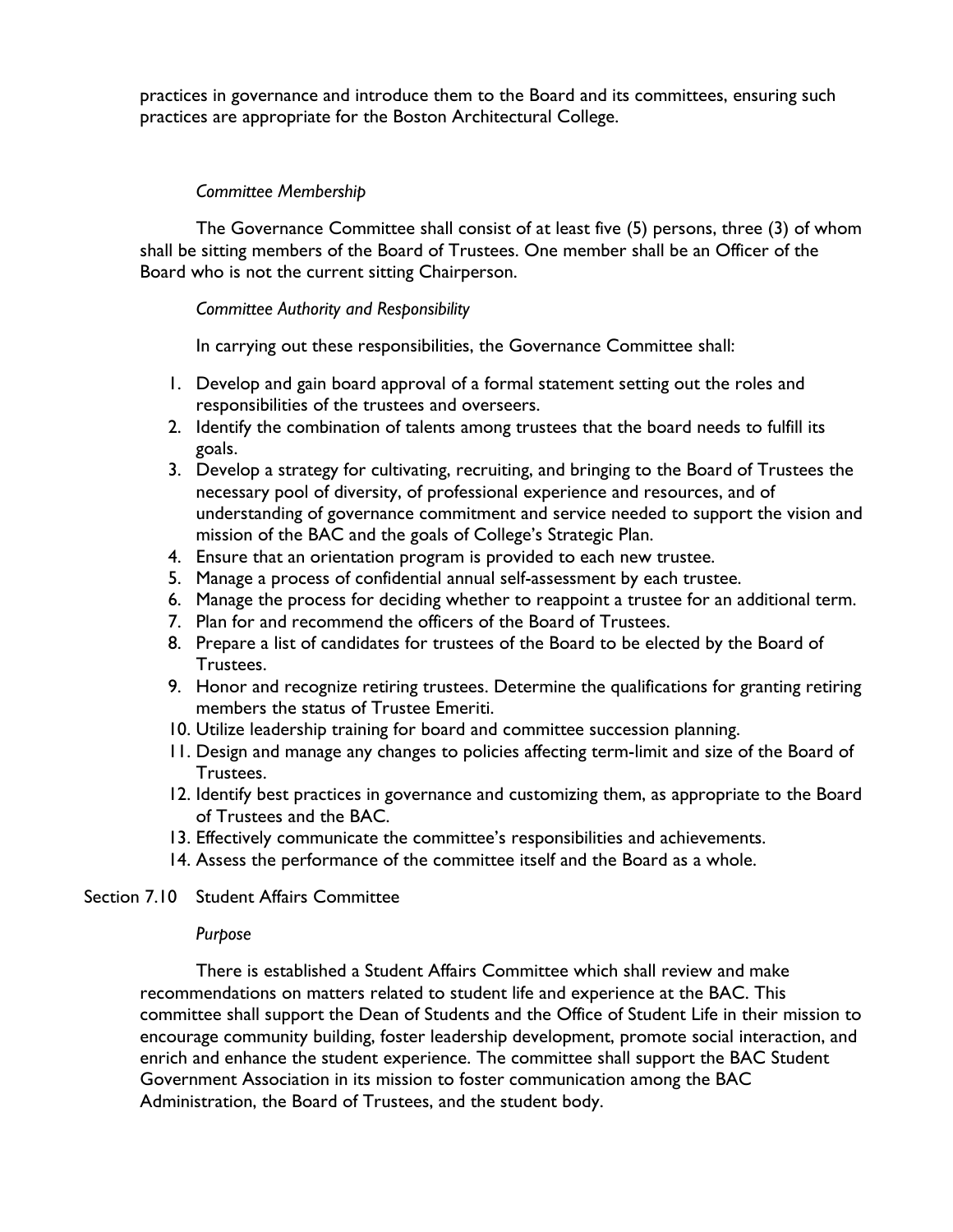practices in governance and introduce them to the Board and its committees, ensuring such practices are appropriate for the Boston Architectural College.

*Committee Membership*

The Governance Committee shall consist of at least five (5) persons, three (3) of whom shall be sitting members of the Board of Trustees. One member shall be an Officer of the Board who is not the current sitting Chairperson.

*Committee Authority and Responsibility*

In carrying out these responsibilities, the Governance Committee shall:

1. Develop and gain board approval of a formal statement setting out the roles and responsibilities of the trustees and overseers.
2. Identify the combination of talents among trustees that the board needs to fulfill its goals.
3. Develop a strategy for cultivating, recruiting, and bringing to the Board of Trustees the necessary pool of diversity, of professional experience and resources, and of understanding of governance commitment and service needed to support the vision and mission of the BAC and the goals of College's Strategic Plan.
4. Ensure that an orientation program is provided to each new trustee.
5. Manage a process of confidential annual self-assessment by each trustee.
6. Manage the process for deciding whether to reappoint a trustee for an additional term.
7. Plan for and recommend the officers of the Board of Trustees.
8. Prepare a list of candidates for trustees of the Board to be elected by the Board of Trustees.
9. Honor and recognize retiring trustees. Determine the qualifications for granting retiring members the status of Trustee Emeriti.
10. Utilize leadership training for board and committee succession planning.
11. Design and manage any changes to policies affecting term-limit and size of the Board of Trustees.
12. Identify best practices in governance and customizing them, as appropriate to the Board of Trustees and the BAC.
13. Effectively communicate the committee's responsibilities and achievements.
14. Assess the performance of the committee itself and the Board as a whole.

Section 7.10 Student Affairs Committee

*Purpose*

There is established a Student Affairs Committee which shall review and make recommendations on matters related to student life and experience at the BAC. This committee shall support the Dean of Students and the Office of Student Life in their mission to encourage community building, foster leadership development, promote social interaction, and enrich and enhance the student experience. The committee shall support the BAC Student Government Association in its mission to foster communication among the BAC Administration, the Board of Trustees, and the student body.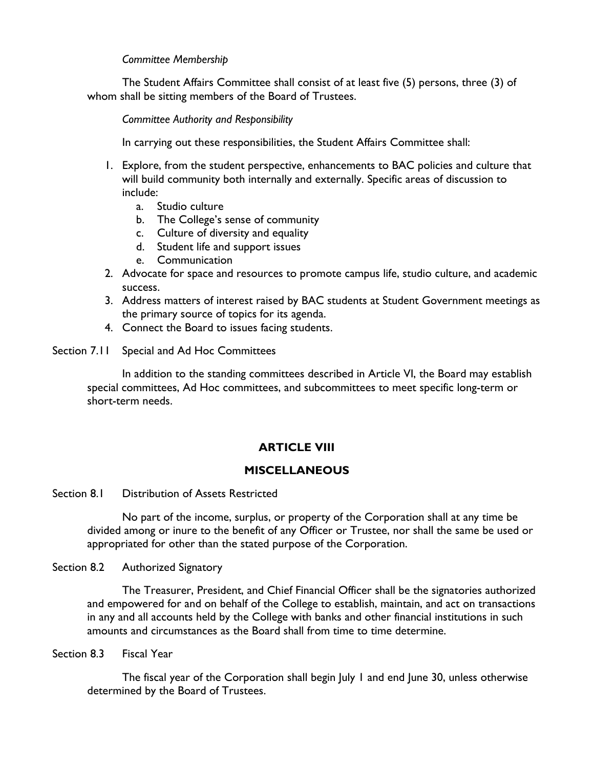*Committee Membership*

The Student Affairs Committee shall consist of at least five (5) persons, three (3) of whom shall be sitting members of the Board of Trustees.

*Committee Authority and Responsibility*

In carrying out these responsibilities, the Student Affairs Committee shall:

1. Explore, from the student perspective, enhancements to BAC policies and culture that will build community both internally and externally. Specific areas of discussion to include:
   a. Studio culture
   b. The College's sense of community
   c. Culture of diversity and equality
   d. Student life and support issues
   e. Communication
2. Advocate for space and resources to promote campus life, studio culture, and academic success.
3. Address matters of interest raised by BAC students at Student Government meetings as the primary source of topics for its agenda.
4. Connect the Board to issues facing students.

Section 7.11 Special and Ad Hoc Committees

In addition to the standing committees described in Article VI, the Board may establish special committees, Ad Hoc committees, and subcommittees to meet specific long-term or short-term needs.

## ARTICLE VIII

## MISCELLANEOUS

Section 8.1 Distribution of Assets Restricted

No part of the income, surplus, or property of the Corporation shall at any time be divided among or inure to the benefit of any Officer or Trustee, nor shall the same be used or appropriated for other than the stated purpose of the Corporation.

Section 8.2 Authorized Signatory

The Treasurer, President, and Chief Financial Officer shall be the signatories authorized and empowered for and on behalf of the College to establish, maintain, and act on transactions in any and all accounts held by the College with banks and other financial institutions in such amounts and circumstances as the Board shall from time to time determine.

Section 8.3 Fiscal Year

The fiscal year of the Corporation shall begin July 1 and end June 30, unless otherwise determined by the Board of Trustees.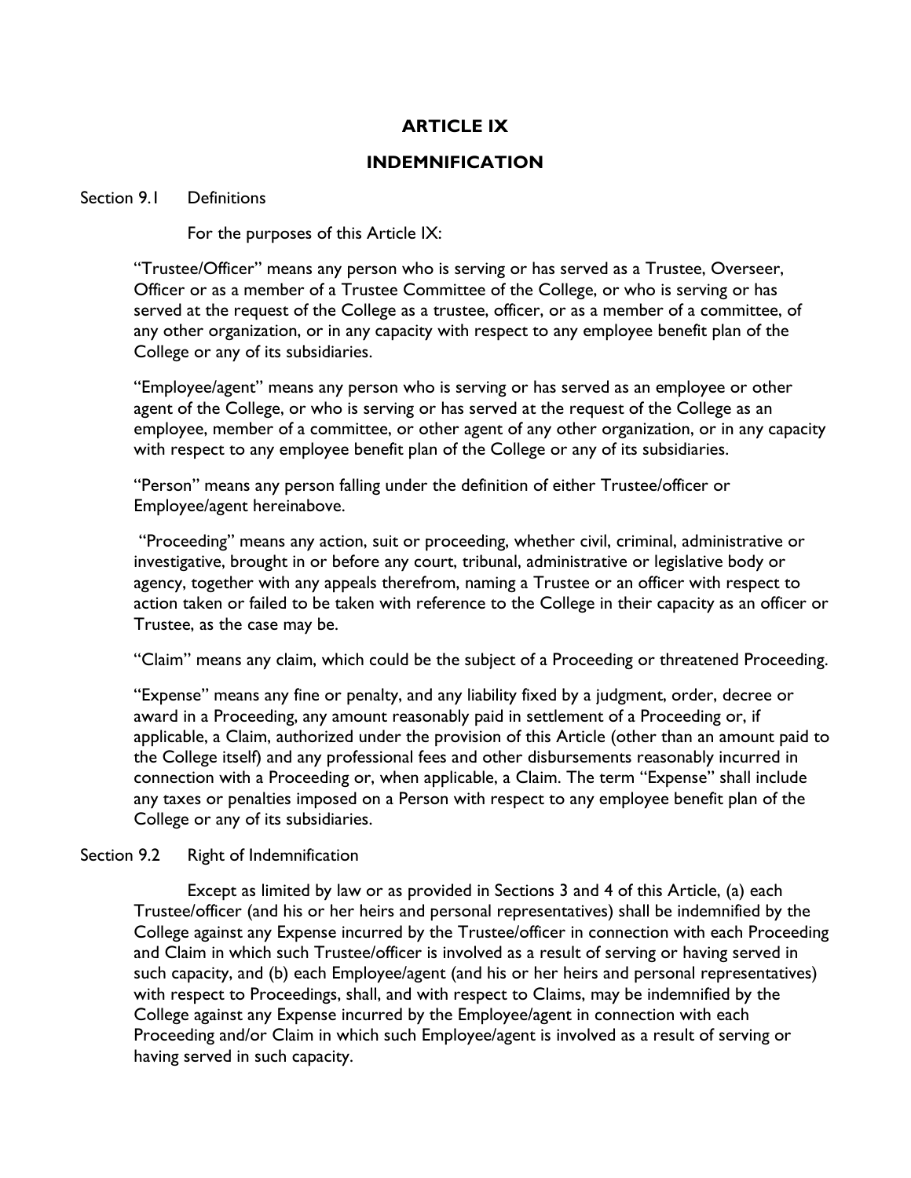# ARTICLE IX

## INDEMNIFICATION

Section 9.1 Definitions

For the purposes of this Article IX:

"Trustee/Officer" means any person who is serving or has served as a Trustee, Overseer, Officer or as a member of a Trustee Committee of the College, or who is serving or has served at the request of the College as a trustee, officer, or as a member of a committee, of any other organization, or in any capacity with respect to any employee benefit plan of the College or any of its subsidiaries.

"Employee/agent" means any person who is serving or has served as an employee or other agent of the College, or who is serving or has served at the request of the College as an employee, member of a committee, or other agent of any other organization, or in any capacity with respect to any employee benefit plan of the College or any of its subsidiaries.

"Person" means any person falling under the definition of either Trustee/officer or Employee/agent hereinabove.

"Proceeding" means any action, suit or proceeding, whether civil, criminal, administrative or investigative, brought in or before any court, tribunal, administrative or legislative body or agency, together with any appeals therefrom, naming a Trustee or an officer with respect to action taken or failed to be taken with reference to the College in their capacity as an officer or Trustee, as the case may be.

"Claim" means any claim, which could be the subject of a Proceeding or threatened Proceeding.

"Expense" means any fine or penalty, and any liability fixed by a judgment, order, decree or award in a Proceeding, any amount reasonably paid in settlement of a Proceeding or, if applicable, a Claim, authorized under the provision of this Article (other than an amount paid to the College itself) and any professional fees and other disbursements reasonably incurred in connection with a Proceeding or, when applicable, a Claim. The term "Expense" shall include any taxes or penalties imposed on a Person with respect to any employee benefit plan of the College or any of its subsidiaries.

Section 9.2 Right of Indemnification

Except as limited by law or as provided in Sections 3 and 4 of this Article, (a) each Trustee/officer (and his or her heirs and personal representatives) shall be indemnified by the College against any Expense incurred by the Trustee/officer in connection with each Proceeding and Claim in which such Trustee/officer is involved as a result of serving or having served in such capacity, and (b) each Employee/agent (and his or her heirs and personal representatives) with respect to Proceedings, shall, and with respect to Claims, may be indemnified by the College against any Expense incurred by the Employee/agent in connection with each Proceeding and/or Claim in which such Employee/agent is involved as a result of serving or having served in such capacity.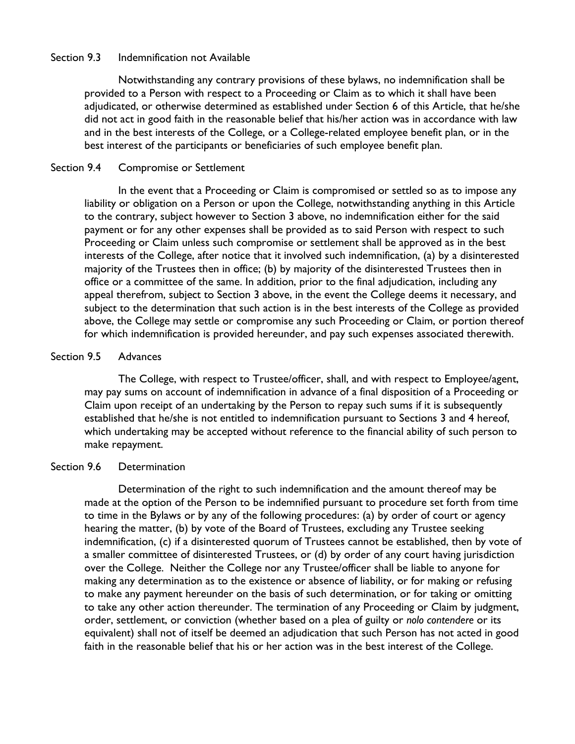### Section 9.3 Indemnification not Available

Notwithstanding any contrary provisions of these bylaws, no indemnification shall be provided to a Person with respect to a Proceeding or Claim as to which it shall have been adjudicated, or otherwise determined as established under Section 6 of this Article, that he/she did not act in good faith in the reasonable belief that his/her action was in accordance with law and in the best interests of the College, or a College-related employee benefit plan, or in the best interest of the participants or beneficiaries of such employee benefit plan.

### Section 9.4 Compromise or Settlement

In the event that a Proceeding or Claim is compromised or settled so as to impose any liability or obligation on a Person or upon the College, notwithstanding anything in this Article to the contrary, subject however to Section 3 above, no indemnification either for the said payment or for any other expenses shall be provided as to said Person with respect to such Proceeding or Claim unless such compromise or settlement shall be approved as in the best interests of the College, after notice that it involved such indemnification, (a) by a disinterested majority of the Trustees then in office; (b) by majority of the disinterested Trustees then in office or a committee of the same. In addition, prior to the final adjudication, including any appeal therefrom, subject to Section 3 above, in the event the College deems it necessary, and subject to the determination that such action is in the best interests of the College as provided above, the College may settle or compromise any such Proceeding or Claim, or portion thereof for which indemnification is provided hereunder, and pay such expenses associated therewith.

### Section 9.5 Advances

The College, with respect to Trustee/officer, shall, and with respect to Employee/agent, may pay sums on account of indemnification in advance of a final disposition of a Proceeding or Claim upon receipt of an undertaking by the Person to repay such sums if it is subsequently established that he/she is not entitled to indemnification pursuant to Sections 3 and 4 hereof, which undertaking may be accepted without reference to the financial ability of such person to make repayment.

### Section 9.6 Determination

Determination of the right to such indemnification and the amount thereof may be made at the option of the Person to be indemnified pursuant to procedure set forth from time to time in the Bylaws or by any of the following procedures: (a) by order of court or agency hearing the matter, (b) by vote of the Board of Trustees, excluding any Trustee seeking indemnification, (c) if a disinterested quorum of Trustees cannot be established, then by vote of a smaller committee of disinterested Trustees, or (d) by order of any court having jurisdiction over the College. Neither the College nor any Trustee/officer shall be liable to anyone for making any determination as to the existence or absence of liability, or for making or refusing to make any payment hereunder on the basis of such determination, or for taking or omitting to take any other action thereunder. The termination of any Proceeding or Claim by judgment, order, settlement, or conviction (whether based on a plea of guilty or *nolo contendere* or its equivalent) shall not of itself be deemed an adjudication that such Person has not acted in good faith in the reasonable belief that his or her action was in the best interest of the College.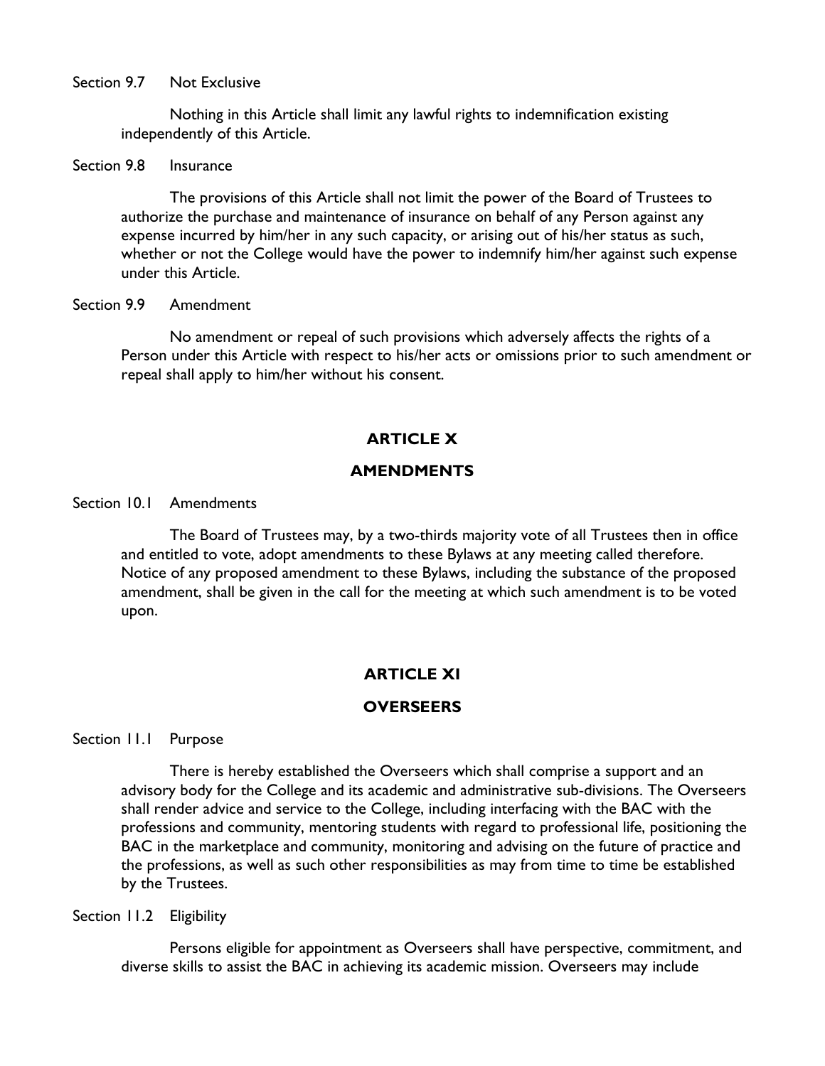Section 9.7 Not Exclusive

Nothing in this Article shall limit any lawful rights to indemnification existing independently of this Article.

Section 9.8 Insurance

The provisions of this Article shall not limit the power of the Board of Trustees to authorize the purchase and maintenance of insurance on behalf of any Person against any expense incurred by him/her in any such capacity, or arising out of his/her status as such, whether or not the College would have the power to indemnify him/her against such expense under this Article.

Section 9.9 Amendment

No amendment or repeal of such provisions which adversely affects the rights of a Person under this Article with respect to his/her acts or omissions prior to such amendment or repeal shall apply to him/her without his consent.

## ARTICLE X

## AMENDMENTS

Section 10.1 Amendments

The Board of Trustees may, by a two-thirds majority vote of all Trustees then in office and entitled to vote, adopt amendments to these Bylaws at any meeting called therefore. Notice of any proposed amendment to these Bylaws, including the substance of the proposed amendment, shall be given in the call for the meeting at which such amendment is to be voted upon.

## ARTICLE XI

## OVERSEERS

Section 11.1 Purpose

There is hereby established the Overseers which shall comprise a support and an advisory body for the College and its academic and administrative sub-divisions. The Overseers shall render advice and service to the College, including interfacing with the BAC with the professions and community, mentoring students with regard to professional life, positioning the BAC in the marketplace and community, monitoring and advising on the future of practice and the professions, as well as such other responsibilities as may from time to time be established by the Trustees.

Section 11.2 Eligibility

Persons eligible for appointment as Overseers shall have perspective, commitment, and diverse skills to assist the BAC in achieving its academic mission. Overseers may include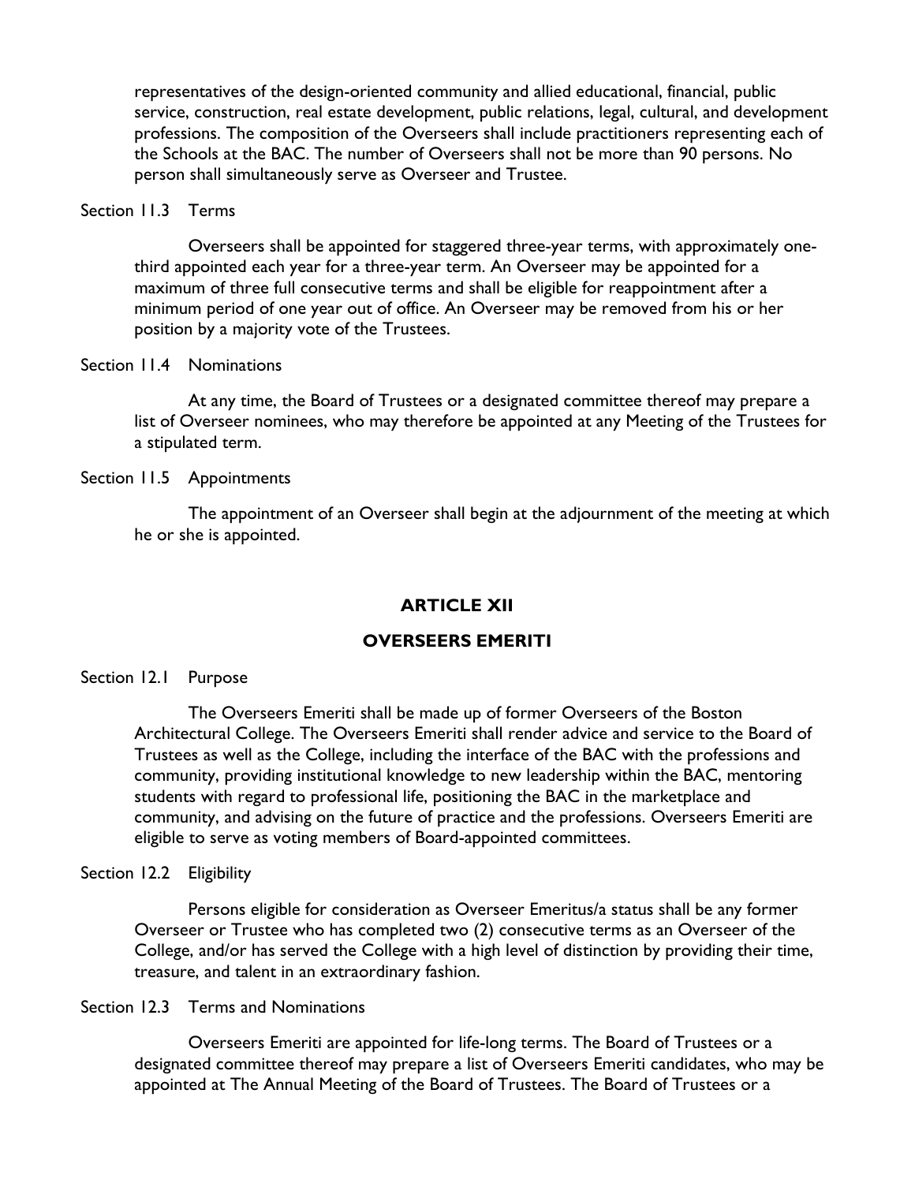representatives of the design-oriented community and allied educational, financial, public service, construction, real estate development, public relations, legal, cultural, and development professions. The composition of the Overseers shall include practitioners representing each of the Schools at the BAC. The number of Overseers shall not be more than 90 persons. No person shall simultaneously serve as Overseer and Trustee.

Section 11.3 Terms

Overseers shall be appointed for staggered three-year terms, with approximately one-third appointed each year for a three-year term. An Overseer may be appointed for a maximum of three full consecutive terms and shall be eligible for reappointment after a minimum period of one year out of office. An Overseer may be removed from his or her position by a majority vote of the Trustees.

Section 11.4 Nominations

At any time, the Board of Trustees or a designated committee thereof may prepare a list of Overseer nominees, who may therefore be appointed at any Meeting of the Trustees for a stipulated term.

Section 11.5 Appointments

The appointment of an Overseer shall begin at the adjournment of the meeting at which he or she is appointed.

## ARTICLE XII

## OVERSEERS EMERITI

Section 12.1 Purpose

The Overseers Emeriti shall be made up of former Overseers of the Boston Architectural College. The Overseers Emeriti shall render advice and service to the Board of Trustees as well as the College, including the interface of the BAC with the professions and community, providing institutional knowledge to new leadership within the BAC, mentoring students with regard to professional life, positioning the BAC in the marketplace and community, and advising on the future of practice and the professions. Overseers Emeriti are eligible to serve as voting members of Board-appointed committees.

Section 12.2 Eligibility

Persons eligible for consideration as Overseer Emeritus/a status shall be any former Overseer or Trustee who has completed two (2) consecutive terms as an Overseer of the College, and/or has served the College with a high level of distinction by providing their time, treasure, and talent in an extraordinary fashion.

Section 12.3 Terms and Nominations

Overseers Emeriti are appointed for life-long terms. The Board of Trustees or a designated committee thereof may prepare a list of Overseers Emeriti candidates, who may be appointed at The Annual Meeting of the Board of Trustees. The Board of Trustees or a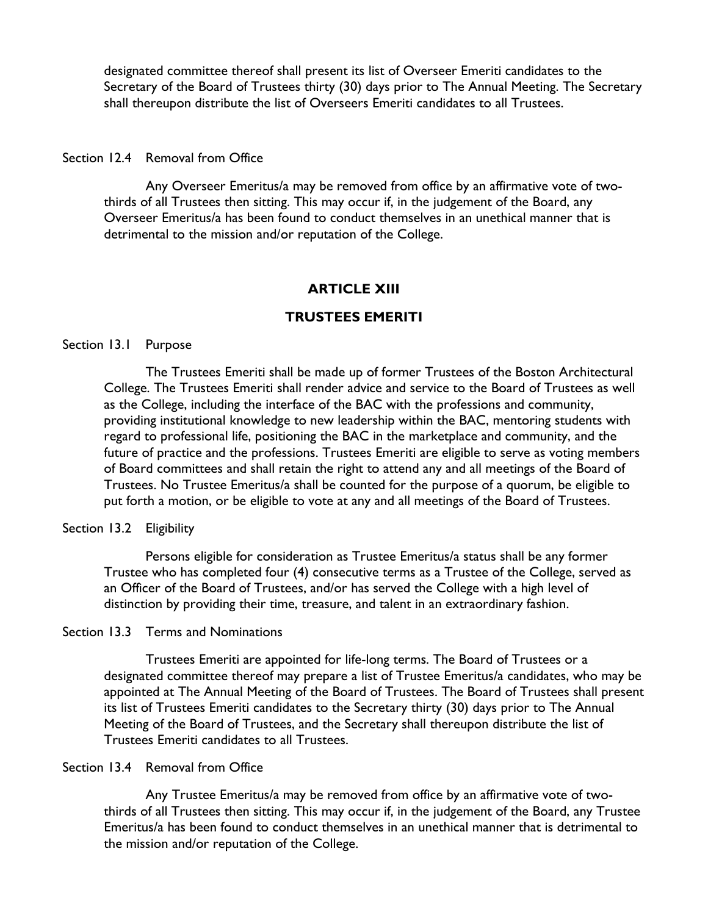designated committee thereof shall present its list of Overseer Emeriti candidates to the Secretary of the Board of Trustees thirty (30) days prior to The Annual Meeting. The Secretary shall thereupon distribute the list of Overseers Emeriti candidates to all Trustees.

Section 12.4 Removal from Office

Any Overseer Emeritus/a may be removed from office by an affirmative vote of two-thirds of all Trustees then sitting. This may occur if, in the judgement of the Board, any Overseer Emeritus/a has been found to conduct themselves in an unethical manner that is detrimental to the mission and/or reputation of the College.

## ARTICLE XIII

## TRUSTEES EMERITI

Section 13.1 Purpose

The Trustees Emeriti shall be made up of former Trustees of the Boston Architectural College. The Trustees Emeriti shall render advice and service to the Board of Trustees as well as the College, including the interface of the BAC with the professions and community, providing institutional knowledge to new leadership within the BAC, mentoring students with regard to professional life, positioning the BAC in the marketplace and community, and the future of practice and the professions. Trustees Emeriti are eligible to serve as voting members of Board committees and shall retain the right to attend any and all meetings of the Board of Trustees. No Trustee Emeritus/a shall be counted for the purpose of a quorum, be eligible to put forth a motion, or be eligible to vote at any and all meetings of the Board of Trustees.

Section 13.2 Eligibility

Persons eligible for consideration as Trustee Emeritus/a status shall be any former Trustee who has completed four (4) consecutive terms as a Trustee of the College, served as an Officer of the Board of Trustees, and/or has served the College with a high level of distinction by providing their time, treasure, and talent in an extraordinary fashion.

Section 13.3 Terms and Nominations

Trustees Emeriti are appointed for life-long terms. The Board of Trustees or a designated committee thereof may prepare a list of Trustee Emeritus/a candidates, who may be appointed at The Annual Meeting of the Board of Trustees. The Board of Trustees shall present its list of Trustees Emeriti candidates to the Secretary thirty (30) days prior to The Annual Meeting of the Board of Trustees, and the Secretary shall thereupon distribute the list of Trustees Emeriti candidates to all Trustees.

Section 13.4 Removal from Office

Any Trustee Emeritus/a may be removed from office by an affirmative vote of two-thirds of all Trustees then sitting. This may occur if, in the judgement of the Board, any Trustee Emeritus/a has been found to conduct themselves in an unethical manner that is detrimental to the mission and/or reputation of the College.